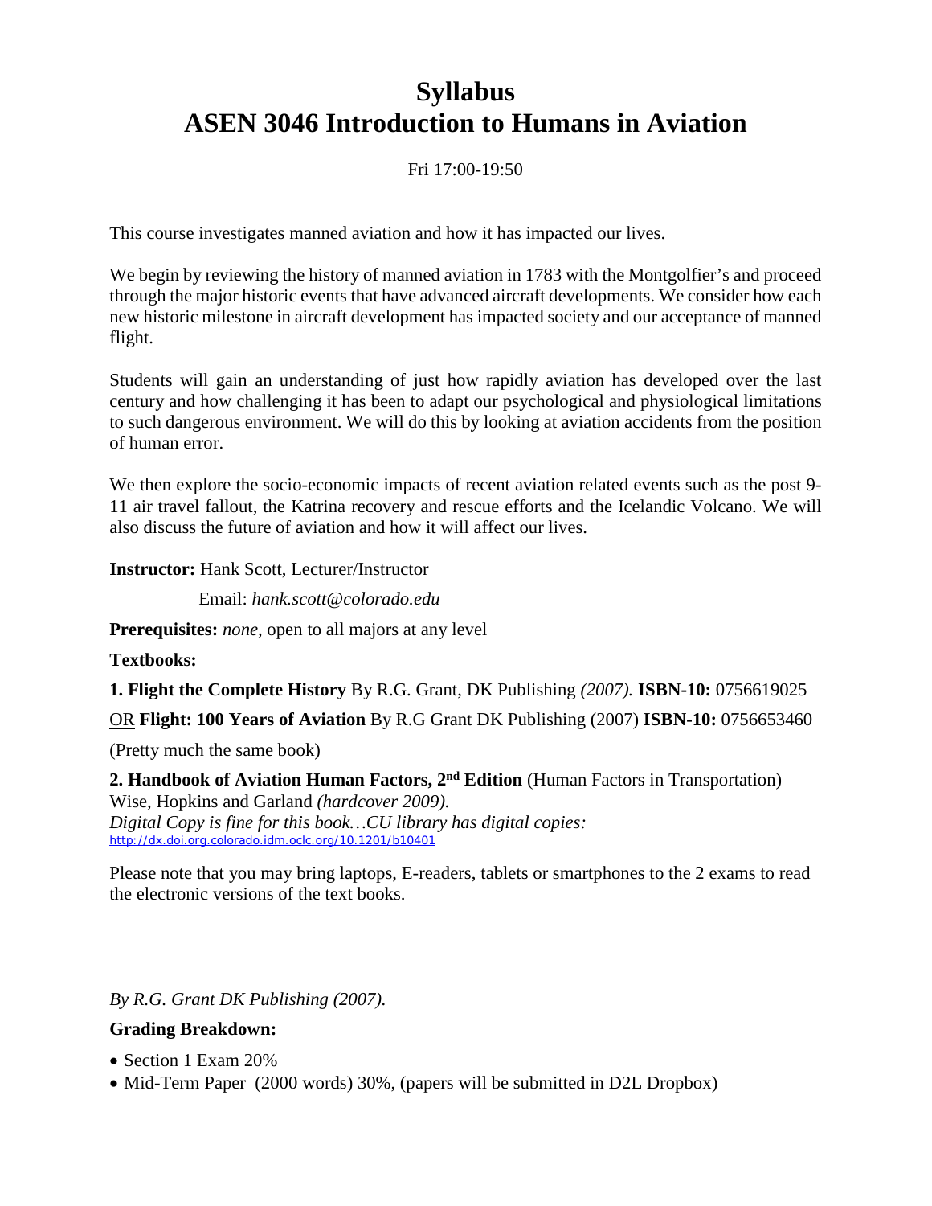# Syllabus
# ASEN 3046 Introduction to Humans in Aviation

Fri 17:00-19:50

This course investigates manned aviation and how it has impacted our lives.

We begin by reviewing the history of manned aviation in 1783 with the Montgolfier's and proceed through the major historic events that have advanced aircraft developments. We consider how each new historic milestone in aircraft development has impacted society and our acceptance of manned flight.

Students will gain an understanding of just how rapidly aviation has developed over the last century and how challenging it has been to adapt our psychological and physiological limitations to such dangerous environment. We will do this by looking at aviation accidents from the position of human error.

We then explore the socio-economic impacts of recent aviation related events such as the post 9-11 air travel fallout, the Katrina recovery and rescue efforts and the Icelandic Volcano. We will also discuss the future of aviation and how it will affect our lives.

**Instructor:** Hank Scott, Lecturer/Instructor

Email: *hank.scott@colorado.edu*

**Prerequisites:** *none*, open to all majors at any level

**Textbooks:**

**1. Flight the Complete History** By R.G. Grant, DK Publishing *(2007).* **ISBN-10:** 0756619025

OR **Flight: 100 Years of Aviation** By R.G Grant DK Publishing (2007) **ISBN-10:** 0756653460

(Pretty much the same book)

**2. Handbook of Aviation Human Factors, 2nd Edition** (Human Factors in Transportation) Wise, Hopkins and Garland *(hardcover 2009).*
*Digital Copy is fine for this book…CU library has digital copies:*
http://dx.doi.org.colorado.idm.oclc.org/10.1201/b10401

Please note that you may bring laptops, E-readers, tablets or smartphones to the 2 exams to read the electronic versions of the text books.

*By R.G. Grant DK Publishing (2007).*

**Grading Breakdown:**

- Section 1 Exam 20%
- Mid-Term Paper (2000 words) 30%, (papers will be submitted in D2L Dropbox)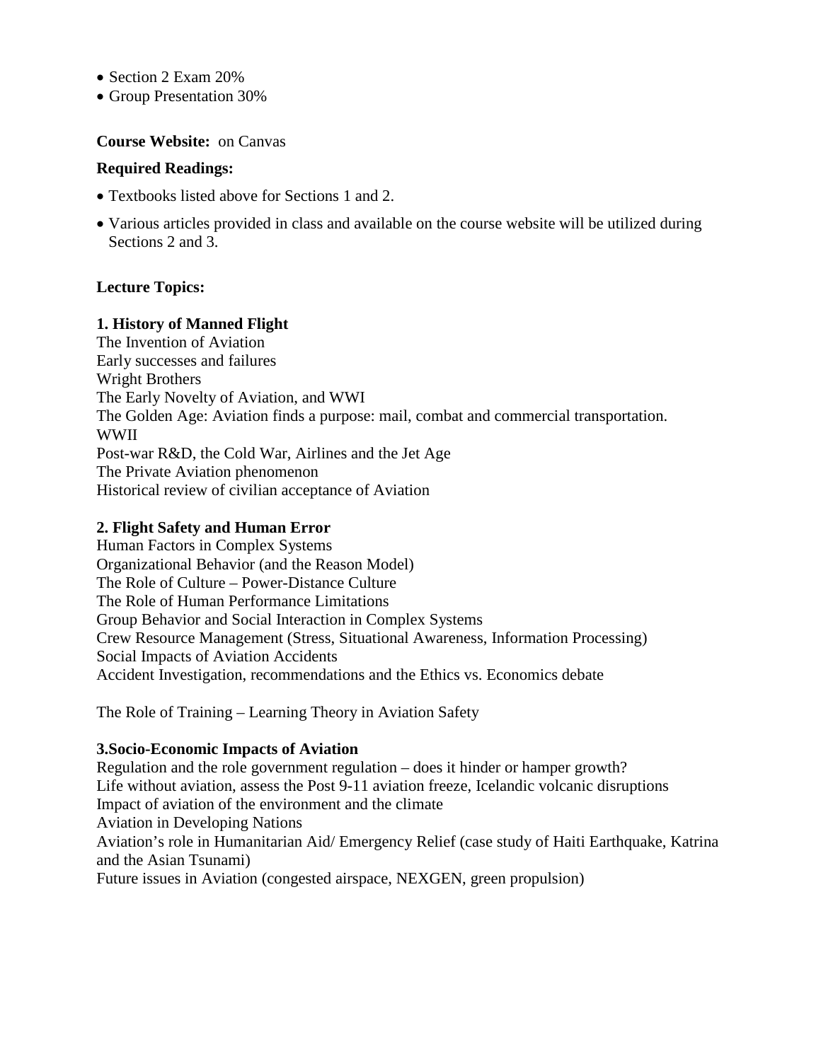- Section 2 Exam 20%
- Group Presentation 30%

**Course Website:** on Canvas

**Required Readings:**

- Textbooks listed above for Sections 1 and 2.
- Various articles provided in class and available on the course website will be utilized during Sections 2 and 3.

**Lecture Topics:**

**1. History of Manned Flight**

The Invention of Aviation
Early successes and failures
Wright Brothers
The Early Novelty of Aviation, and WWI
The Golden Age: Aviation finds a purpose: mail, combat and commercial transportation.
WWII
Post-war R&D, the Cold War, Airlines and the Jet Age
The Private Aviation phenomenon
Historical review of civilian acceptance of Aviation

**2. Flight Safety and Human Error**

Human Factors in Complex Systems
Organizational Behavior (and the Reason Model)
The Role of Culture – Power-Distance Culture
The Role of Human Performance Limitations
Group Behavior and Social Interaction in Complex Systems
Crew Resource Management (Stress, Situational Awareness, Information Processing)
Social Impacts of Aviation Accidents
Accident Investigation, recommendations and the Ethics vs. Economics debate

The Role of Training – Learning Theory in Aviation Safety

**3.Socio-Economic Impacts of Aviation**

Regulation and the role government regulation – does it hinder or hamper growth?
Life without aviation, assess the Post 9-11 aviation freeze, Icelandic volcanic disruptions
Impact of aviation of the environment and the climate
Aviation in Developing Nations
Aviation's role in Humanitarian Aid/ Emergency Relief (case study of Haiti Earthquake, Katrina and the Asian Tsunami)
Future issues in Aviation (congested airspace, NEXGEN, green propulsion)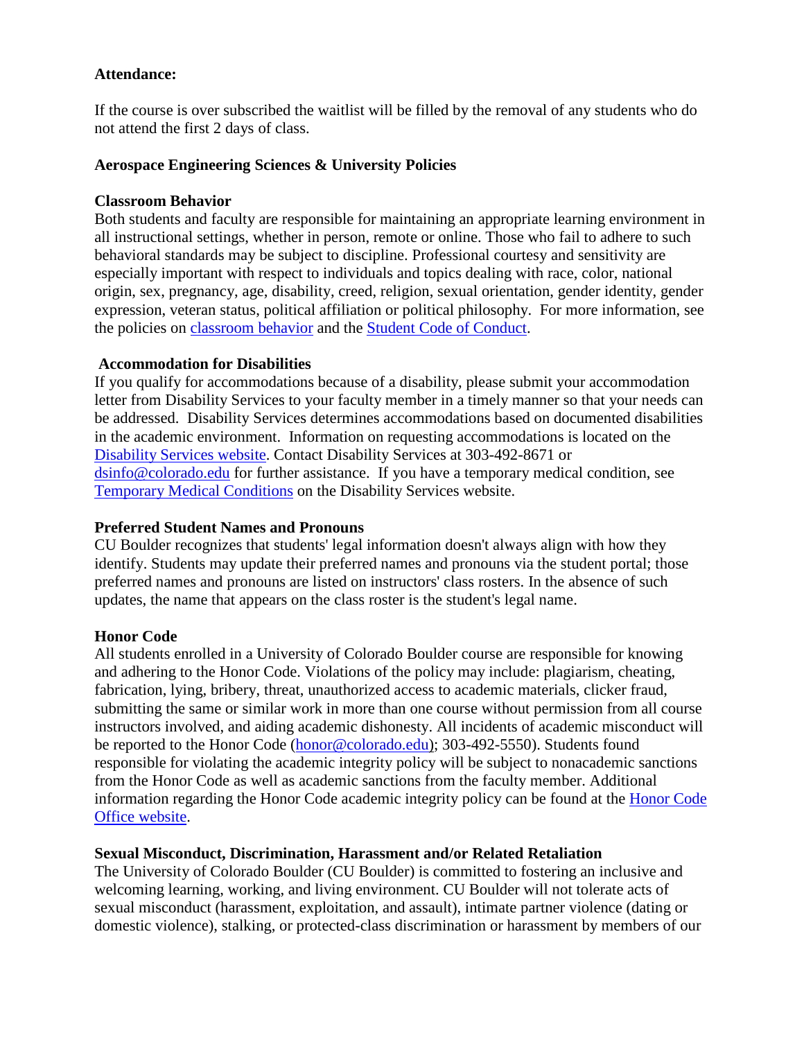**Attendance:**

If the course is over subscribed the waitlist will be filled by the removal of any students who do not attend the first 2 days of class.

**Aerospace Engineering Sciences & University Policies**

**Classroom Behavior**

Both students and faculty are responsible for maintaining an appropriate learning environment in all instructional settings, whether in person, remote or online. Those who fail to adhere to such behavioral standards may be subject to discipline. Professional courtesy and sensitivity are especially important with respect to individuals and topics dealing with race, color, national origin, sex, pregnancy, age, disability, creed, religion, sexual orientation, gender identity, gender expression, veteran status, political affiliation or political philosophy. For more information, see the policies on classroom behavior and the Student Code of Conduct.

**Accommodation for Disabilities**

If you qualify for accommodations because of a disability, please submit your accommodation letter from Disability Services to your faculty member in a timely manner so that your needs can be addressed. Disability Services determines accommodations based on documented disabilities in the academic environment. Information on requesting accommodations is located on the Disability Services website. Contact Disability Services at 303-492-8671 or dsinfo@colorado.edu for further assistance. If you have a temporary medical condition, see Temporary Medical Conditions on the Disability Services website.

**Preferred Student Names and Pronouns**

CU Boulder recognizes that students' legal information doesn't always align with how they identify. Students may update their preferred names and pronouns via the student portal; those preferred names and pronouns are listed on instructors' class rosters. In the absence of such updates, the name that appears on the class roster is the student's legal name.

**Honor Code**

All students enrolled in a University of Colorado Boulder course are responsible for knowing and adhering to the Honor Code. Violations of the policy may include: plagiarism, cheating, fabrication, lying, bribery, threat, unauthorized access to academic materials, clicker fraud, submitting the same or similar work in more than one course without permission from all course instructors involved, and aiding academic dishonesty. All incidents of academic misconduct will be reported to the Honor Code (honor@colorado.edu); 303-492-5550). Students found responsible for violating the academic integrity policy will be subject to nonacademic sanctions from the Honor Code as well as academic sanctions from the faculty member. Additional information regarding the Honor Code academic integrity policy can be found at the Honor Code Office website.

**Sexual Misconduct, Discrimination, Harassment and/or Related Retaliation**

The University of Colorado Boulder (CU Boulder) is committed to fostering an inclusive and welcoming learning, working, and living environment. CU Boulder will not tolerate acts of sexual misconduct (harassment, exploitation, and assault), intimate partner violence (dating or domestic violence), stalking, or protected-class discrimination or harassment by members of our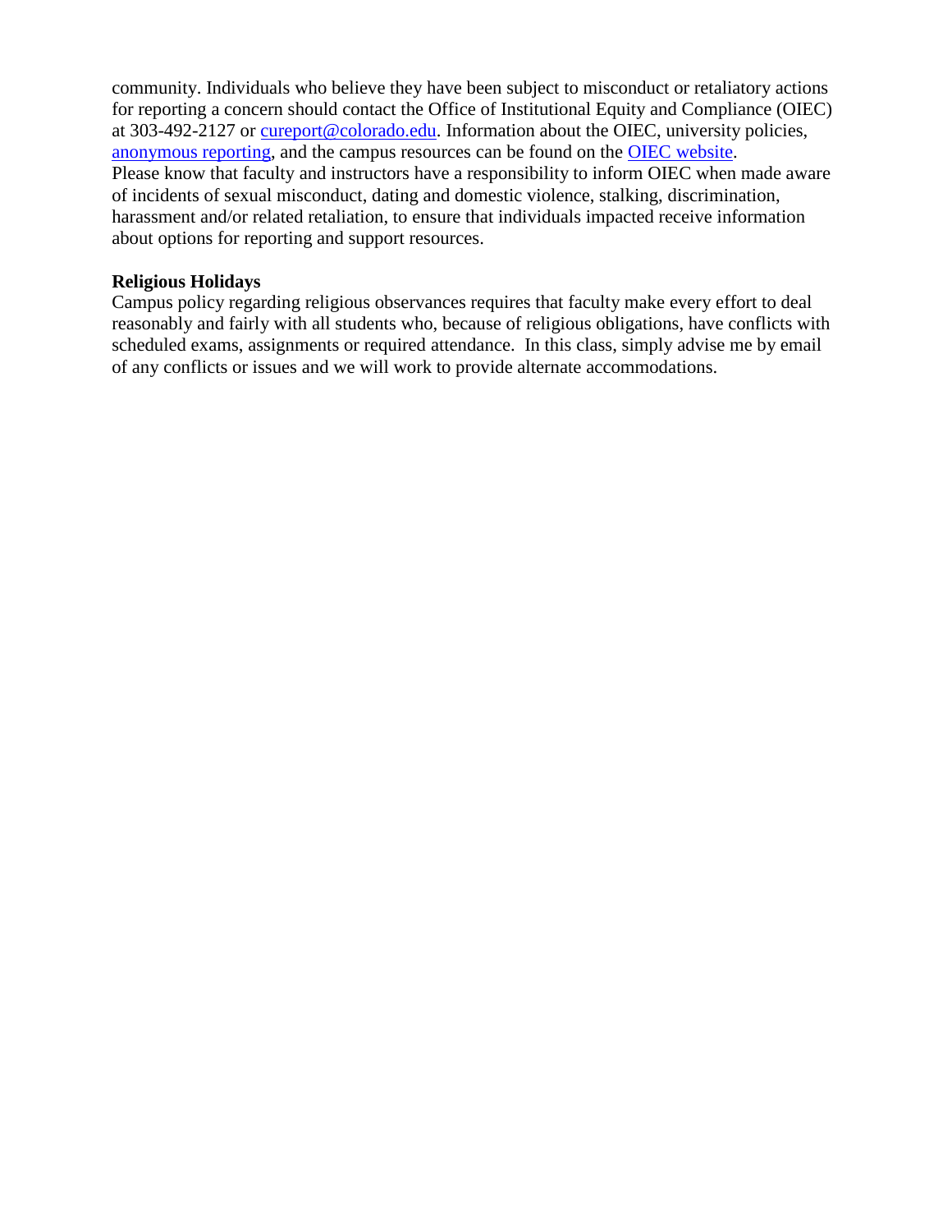community. Individuals who believe they have been subject to misconduct or retaliatory actions for reporting a concern should contact the Office of Institutional Equity and Compliance (OIEC) at 303-492-2127 or cureport@colorado.edu. Information about the OIEC, university policies, anonymous reporting, and the campus resources can be found on the OIEC website.
Please know that faculty and instructors have a responsibility to inform OIEC when made aware of incidents of sexual misconduct, dating and domestic violence, stalking, discrimination, harassment and/or related retaliation, to ensure that individuals impacted receive information about options for reporting and support resources.

**Religious Holidays**
Campus policy regarding religious observances requires that faculty make every effort to deal reasonably and fairly with all students who, because of religious obligations, have conflicts with scheduled exams, assignments or required attendance. In this class, simply advise me by email of any conflicts or issues and we will work to provide alternate accommodations.